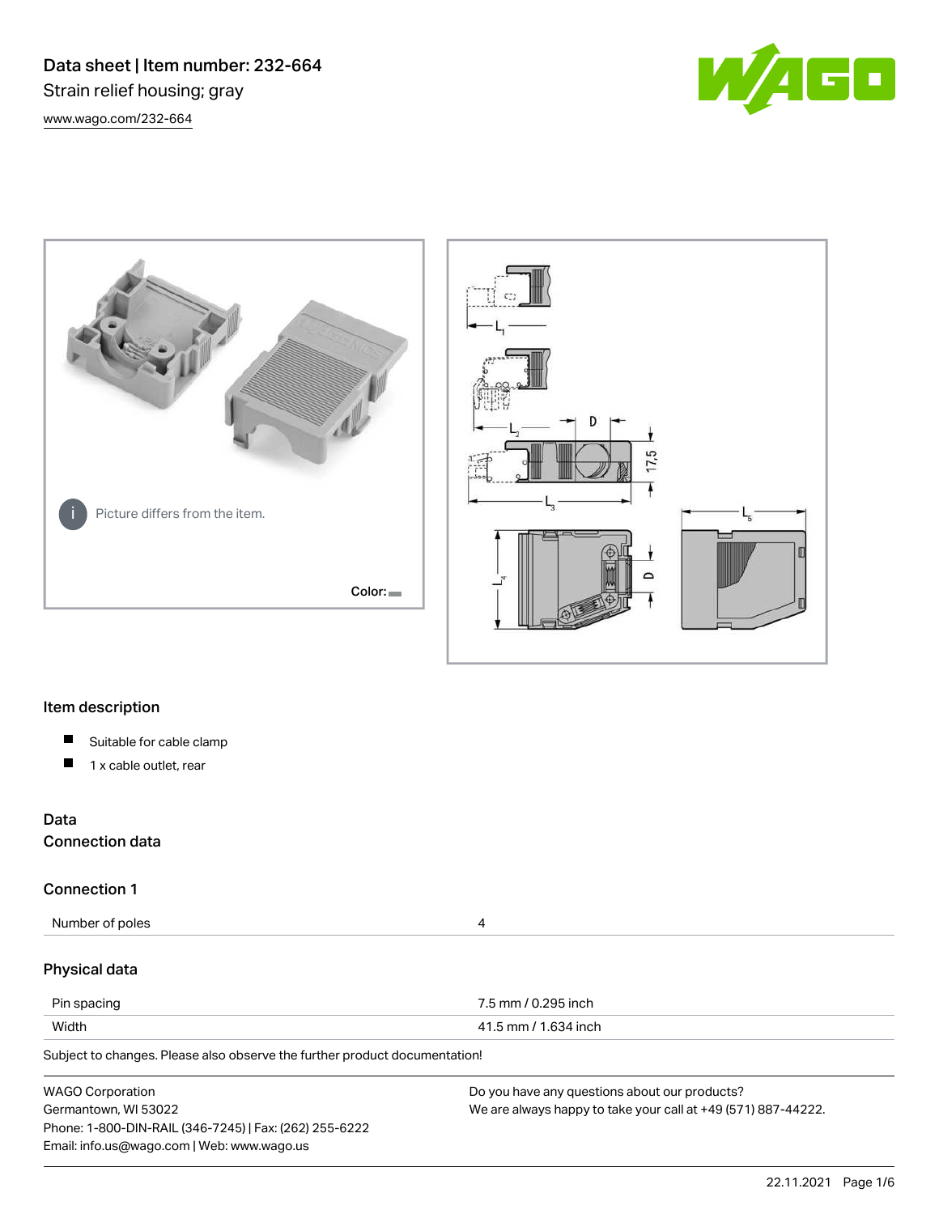# Data sheet | Item number: 232-664

Strain relief housing; gray

www.wago.com/232-664

Picture differs from the item.

Color:

## Item description

- Suitable for cable clamp
- 1 x cable outlet, rear

## Data

### Connection data

#### Connection 1

| Number of poles | 4 |
|---|---|

### Physical data

| Pin spacing | 7.5 mm / 0.295 inch |
|---|---|
| Width | 41.5 mm / 1.634 inch |

Subject to changes. Please also observe the further product documentation!

WAGO Corporation
Germantown, WI 53022
Phone: 1-800-DIN-RAIL (346-7245) | Fax: (262) 255-6222
Email: info.us@wago.com | Web: www.wago.us

Do you have any questions about our products?
We are always happy to take your call at +49 (571) 887-44222.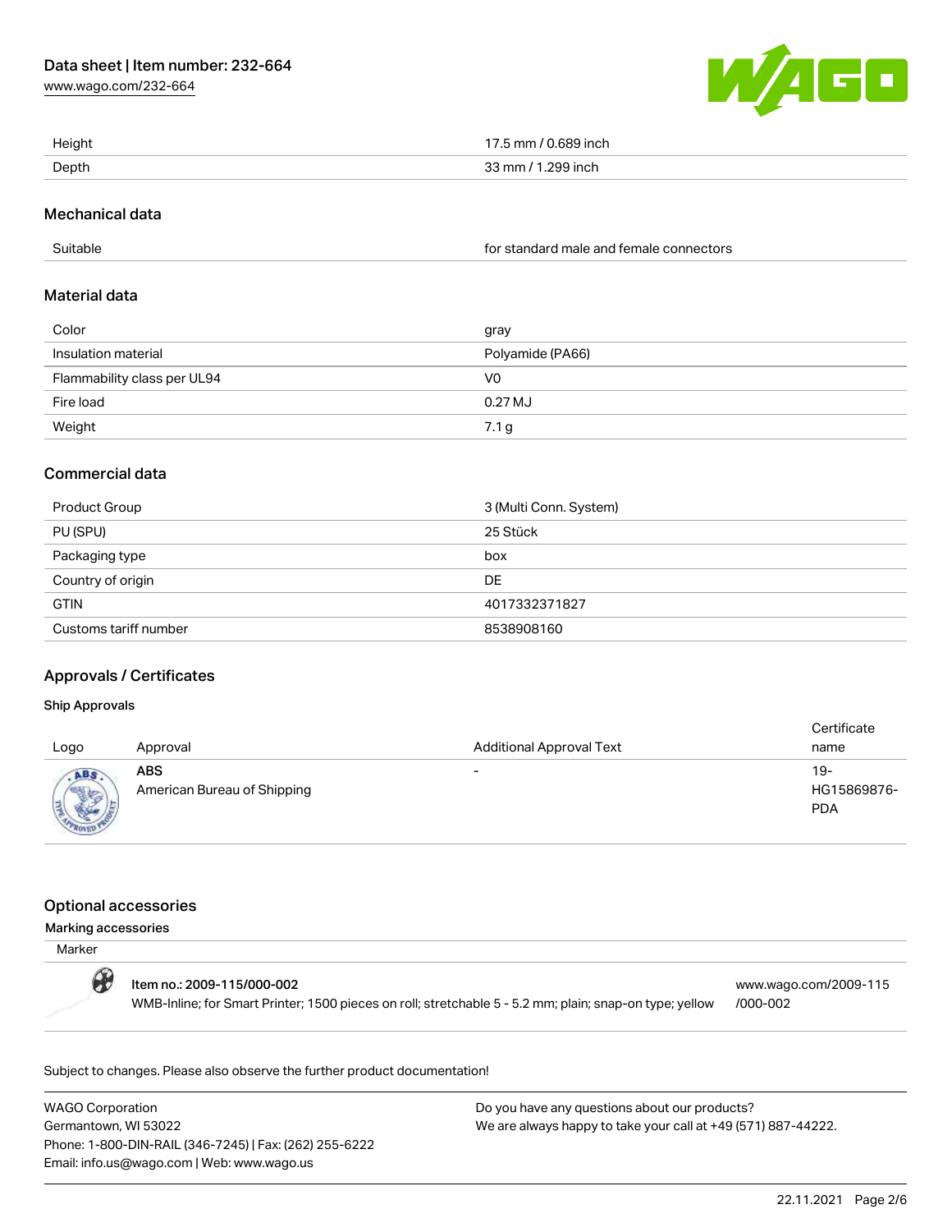| Height | 17.5 mm / 0.689 inch |
| --- | --- |
| Depth | 33 mm / 1.299 inch |

## Mechanical data

| Suitable | for standard male and female connectors |
| --- | --- |

## Material data

| Color | gray |
| --- | --- |
| Insulation material | Polyamide (PA66) |
| Flammability class per UL94 | V0 |
| Fire load | 0.27 MJ |
| Weight | 7.1 g |

## Commercial data

| Product Group | 3 (Multi Conn. System) |
| --- | --- |
| PU (SPU) | 25 Stück |
| Packaging type | box |
| Country of origin | DE |
| GTIN | 4017332371827 |
| Customs tariff number | 8538908160 |

## Approvals / Certificates

### Ship Approvals

| Logo | Approval | Additional Approval Text | Certificate name |
| --- | --- | --- | --- |
| | **ABS** American Bureau of Shipping | - | 19-HG15869876-PDA |

## Optional accessories

### Marking accessories

Marker

| | |
| --- | --- |
| **Item no.: 2009-115/000-002** WMB-Inline; for Smart Printer; 1500 pieces on roll; stretchable 5 - 5.2 mm; plain; snap-on type; yellow | www.wago.com/2009-115/000-002 |

Subject to changes. Please also observe the further product documentation!

WAGO Corporation
Germantown, WI 53022
Phone: 1-800-DIN-RAIL (346-7245) | Fax: (262) 255-6222
Email: info.us@wago.com | Web: www.wago.us

Do you have any questions about our products?
We are always happy to take your call at +49 (571) 887-44222.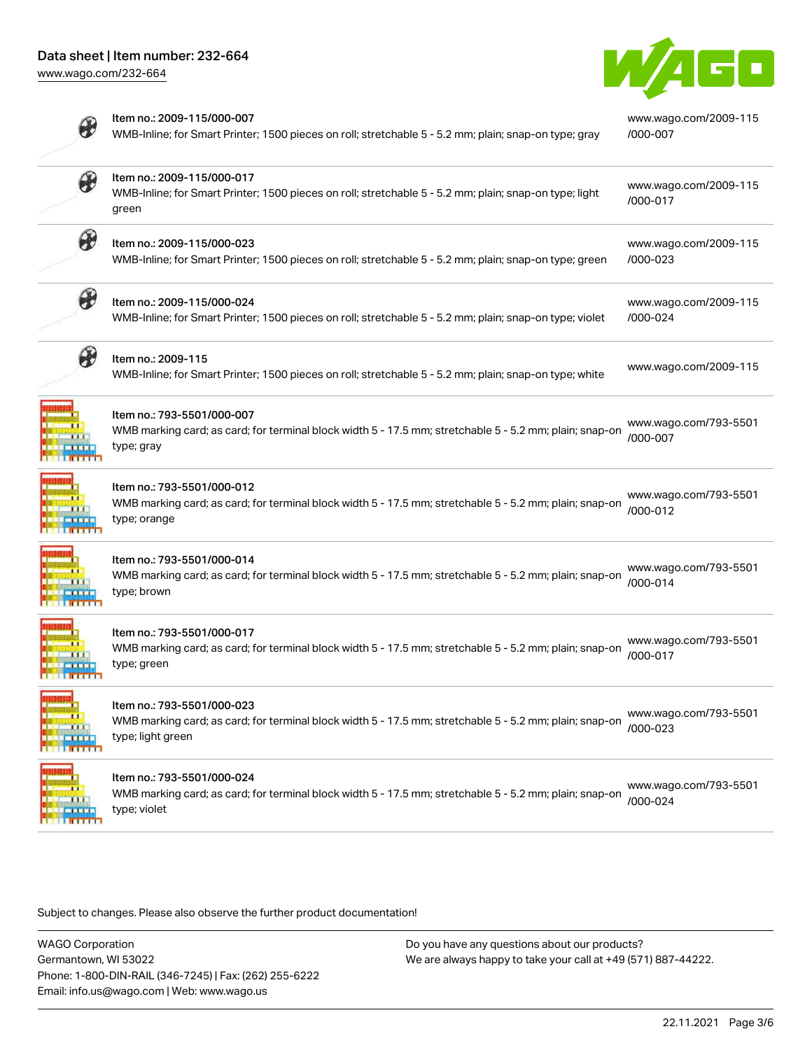| Item | Description | Link |
| --- | --- | --- |
| Item no.: 2009-115/000-007 | WMB-Inline; for Smart Printer; 1500 pieces on roll; stretchable 5 - 5.2 mm; plain; snap-on type; gray | www.wago.com/2009-115/000-007 |
| Item no.: 2009-115/000-017 | WMB-Inline; for Smart Printer; 1500 pieces on roll; stretchable 5 - 5.2 mm; plain; snap-on type; light green | www.wago.com/2009-115/000-017 |
| Item no.: 2009-115/000-023 | WMB-Inline; for Smart Printer; 1500 pieces on roll; stretchable 5 - 5.2 mm; plain; snap-on type; green | www.wago.com/2009-115/000-023 |
| Item no.: 2009-115/000-024 | WMB-Inline; for Smart Printer; 1500 pieces on roll; stretchable 5 - 5.2 mm; plain; snap-on type; violet | www.wago.com/2009-115/000-024 |
| Item no.: 2009-115 | WMB-Inline; for Smart Printer; 1500 pieces on roll; stretchable 5 - 5.2 mm; plain; snap-on type; white | www.wago.com/2009-115 |
| Item no.: 793-5501/000-007 | WMB marking card; as card; for terminal block width 5 - 17.5 mm; stretchable 5 - 5.2 mm; plain; snap-on type; gray | www.wago.com/793-5501/000-007 |
| Item no.: 793-5501/000-012 | WMB marking card; as card; for terminal block width 5 - 17.5 mm; stretchable 5 - 5.2 mm; plain; snap-on type; orange | www.wago.com/793-5501/000-012 |
| Item no.: 793-5501/000-014 | WMB marking card; as card; for terminal block width 5 - 17.5 mm; stretchable 5 - 5.2 mm; plain; snap-on type; brown | www.wago.com/793-5501/000-014 |
| Item no.: 793-5501/000-017 | WMB marking card; as card; for terminal block width 5 - 17.5 mm; stretchable 5 - 5.2 mm; plain; snap-on type; green | www.wago.com/793-5501/000-017 |
| Item no.: 793-5501/000-023 | WMB marking card; as card; for terminal block width 5 - 17.5 mm; stretchable 5 - 5.2 mm; plain; snap-on type; light green | www.wago.com/793-5501/000-023 |
| Item no.: 793-5501/000-024 | WMB marking card; as card; for terminal block width 5 - 17.5 mm; stretchable 5 - 5.2 mm; plain; snap-on type; violet | www.wago.com/793-5501/000-024 |

Subject to changes. Please also observe the further product documentation!

WAGO Corporation
Germantown, WI 53022
Phone: 1-800-DIN-RAIL (346-7245) | Fax: (262) 255-6222
Email: info.us@wago.com | Web: www.wago.us

Do you have any questions about our products?
We are always happy to take your call at +49 (571) 887-44222.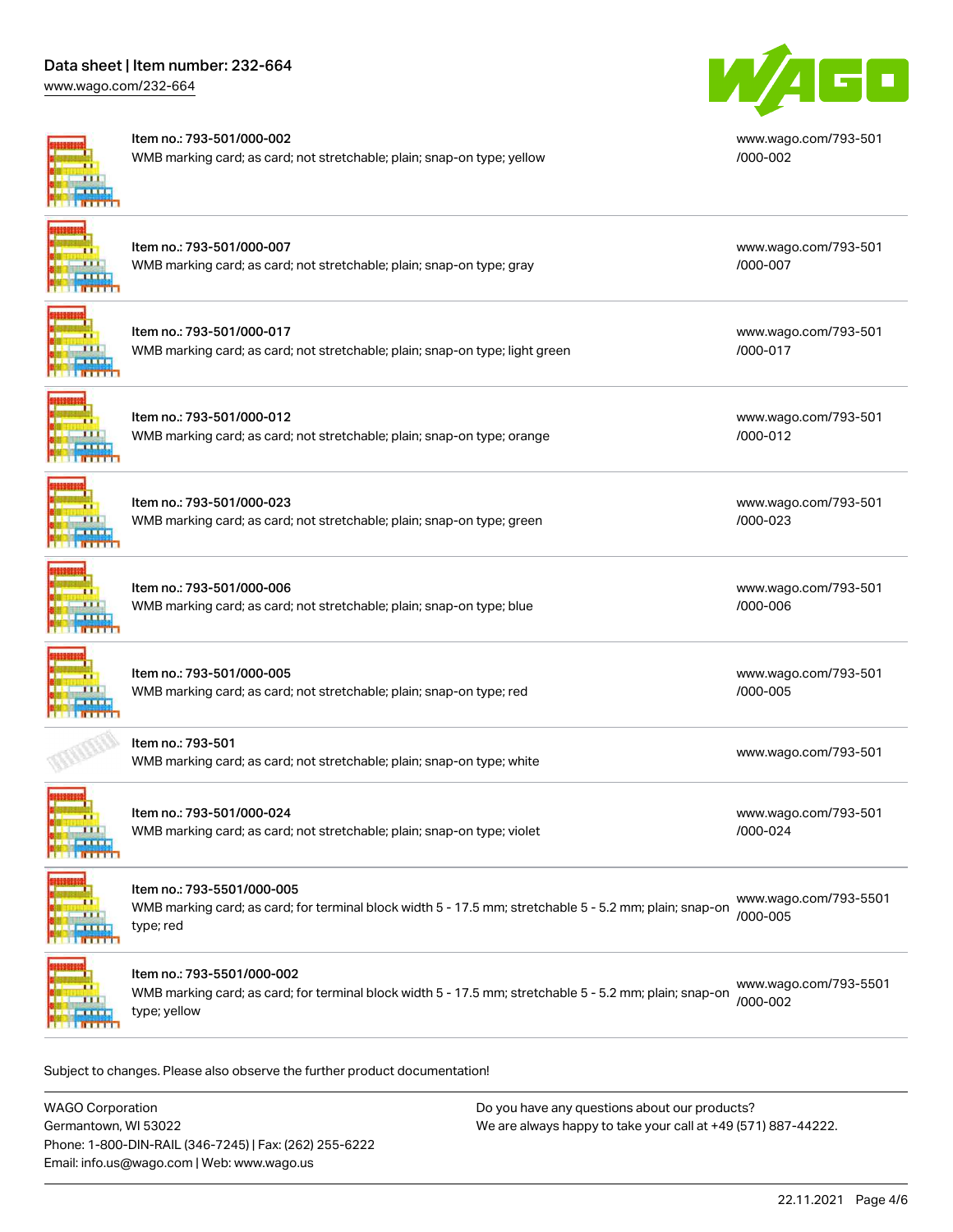Item no.: 793-501/000-002
WMB marking card; as card; not stretchable; plain; snap-on type; yellow
www.wago.com/793-501/000-002

Item no.: 793-501/000-007
WMB marking card; as card; not stretchable; plain; snap-on type; gray
www.wago.com/793-501/000-007

Item no.: 793-501/000-017
WMB marking card; as card; not stretchable; plain; snap-on type; light green
www.wago.com/793-501/000-017

Item no.: 793-501/000-012
WMB marking card; as card; not stretchable; plain; snap-on type; orange
www.wago.com/793-501/000-012

Item no.: 793-501/000-023
WMB marking card; as card; not stretchable; plain; snap-on type; green
www.wago.com/793-501/000-023

Item no.: 793-501/000-006
WMB marking card; as card; not stretchable; plain; snap-on type; blue
www.wago.com/793-501/000-006

Item no.: 793-501/000-005
WMB marking card; as card; not stretchable; plain; snap-on type; red
www.wago.com/793-501/000-005

Item no.: 793-501
WMB marking card; as card; not stretchable; plain; snap-on type; white
www.wago.com/793-501

Item no.: 793-501/000-024
WMB marking card; as card; not stretchable; plain; snap-on type; violet
www.wago.com/793-501/000-024

Item no.: 793-5501/000-005
WMB marking card; as card; for terminal block width 5 - 17.5 mm; stretchable 5 - 5.2 mm; plain; snap-on type; red
www.wago.com/793-5501/000-005

Item no.: 793-5501/000-002
WMB marking card; as card; for terminal block width 5 - 17.5 mm; stretchable 5 - 5.2 mm; plain; snap-on type; yellow
www.wago.com/793-5501/000-002

Subject to changes. Please also observe the further product documentation!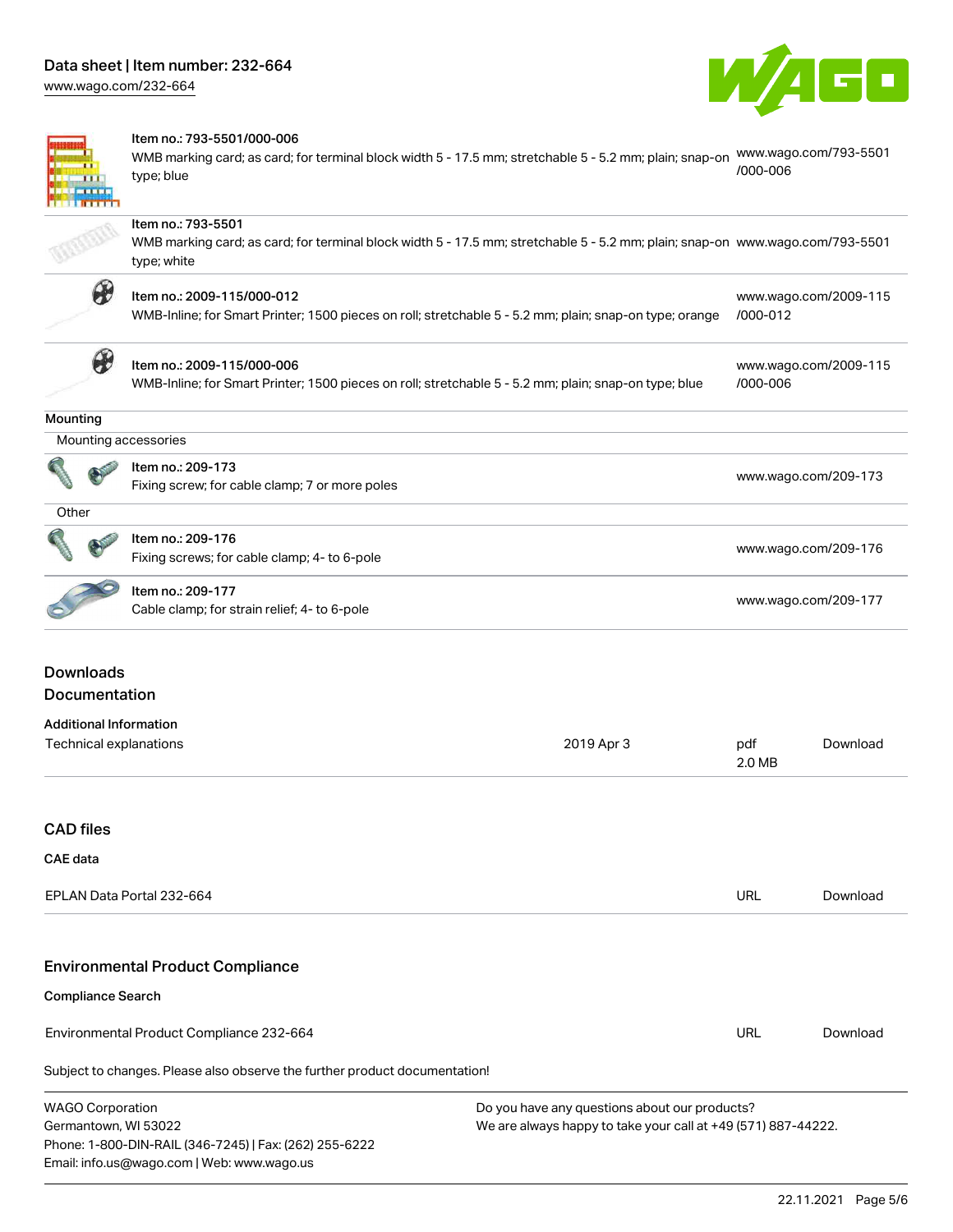| | | |
|---|---|---|
| | Item no.: 793-5501/000-006<br>WMB marking card; as card; for terminal block width 5 - 17.5 mm; stretchable 5 - 5.2 mm; plain; snap-on type; blue | www.wago.com/793-5501/000-006 |
| | Item no.: 793-5501<br>WMB marking card; as card; for terminal block width 5 - 17.5 mm; stretchable 5 - 5.2 mm; plain; snap-on type; white | www.wago.com/793-5501 |
| | Item no.: 2009-115/000-012<br>WMB-Inline; for Smart Printer; 1500 pieces on roll; stretchable 5 - 5.2 mm; plain; snap-on type; orange | www.wago.com/2009-115/000-012 |
| | Item no.: 2009-115/000-006<br>WMB-Inline; for Smart Printer; 1500 pieces on roll; stretchable 5 - 5.2 mm; plain; snap-on type; blue | www.wago.com/2009-115/000-006 |

**Mounting**

Mounting accessories

| | | |
|---|---|---|
| | Item no.: 209-173<br>Fixing screw; for cable clamp; 7 or more poles | www.wago.com/209-173 |

Other

| | | |
|---|---|---|
| | Item no.: 209-176<br>Fixing screws; for cable clamp; 4- to 6-pole | www.wago.com/209-176 |
| | Item no.: 209-177<br>Cable clamp; for strain relief; 4- to 6-pole | www.wago.com/209-177 |

## Downloads

### Documentation

**Additional Information**

| | | | |
|---|---|---|---|
| Technical explanations | 2019 Apr 3 | pdf<br>2.0 MB | Download |

### CAD files

**CAE data**

| | | |
|---|---|---|
| EPLAN Data Portal 232-664 | URL | Download |

### Environmental Product Compliance

**Compliance Search**

| | | |
|---|---|---|
| Environmental Product Compliance 232-664 | URL | Download |

Subject to changes. Please also observe the further product documentation!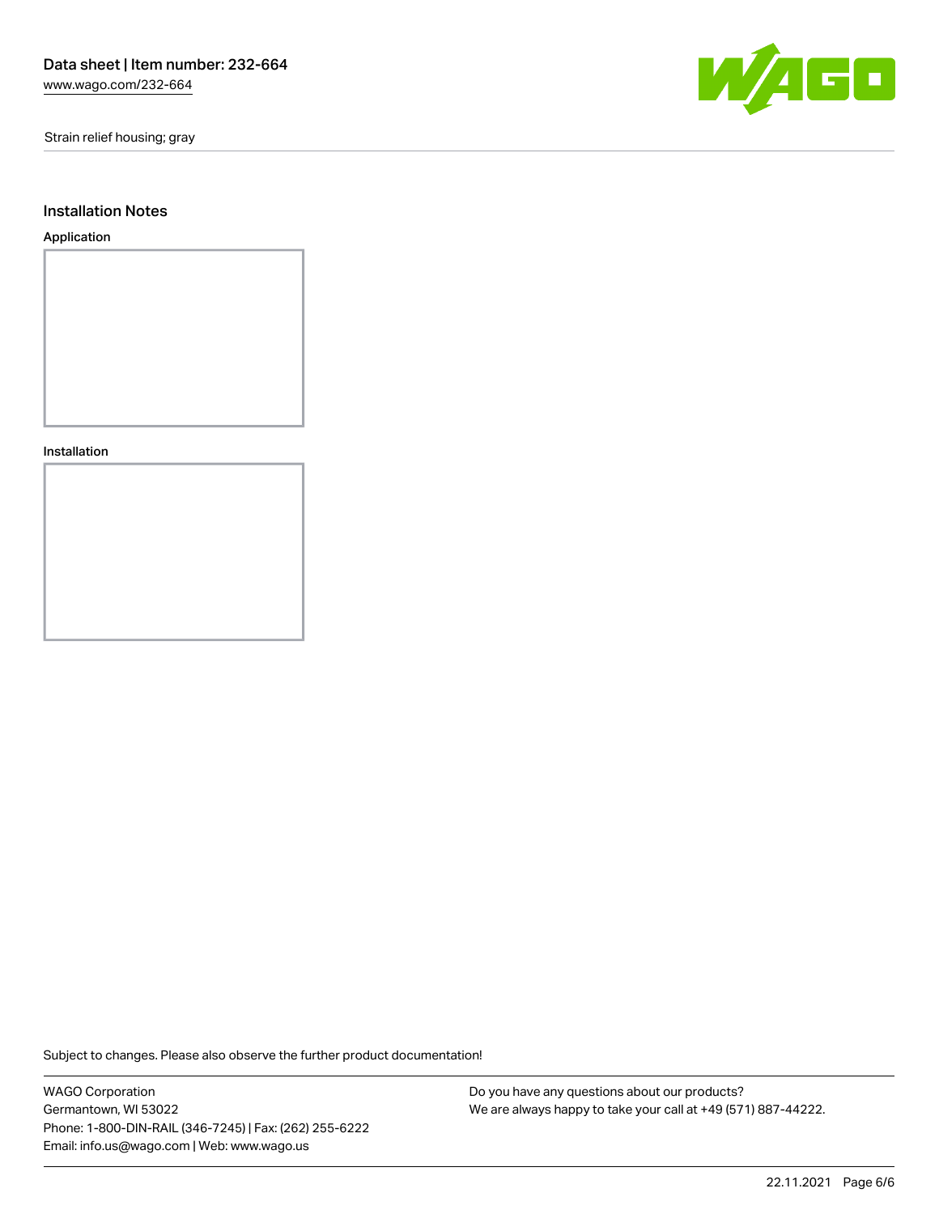## Installation Notes

### Application

### Installation

Subject to changes. Please also observe the further product documentation!

WAGO Corporation
Germantown, WI 53022
Phone: 1-800-DIN-RAIL (346-7245) | Fax: (262) 255-6222
Email: info.us@wago.com | Web: www.wago.us

Do you have any questions about our products?
We are always happy to take your call at +49 (571) 887-44222.